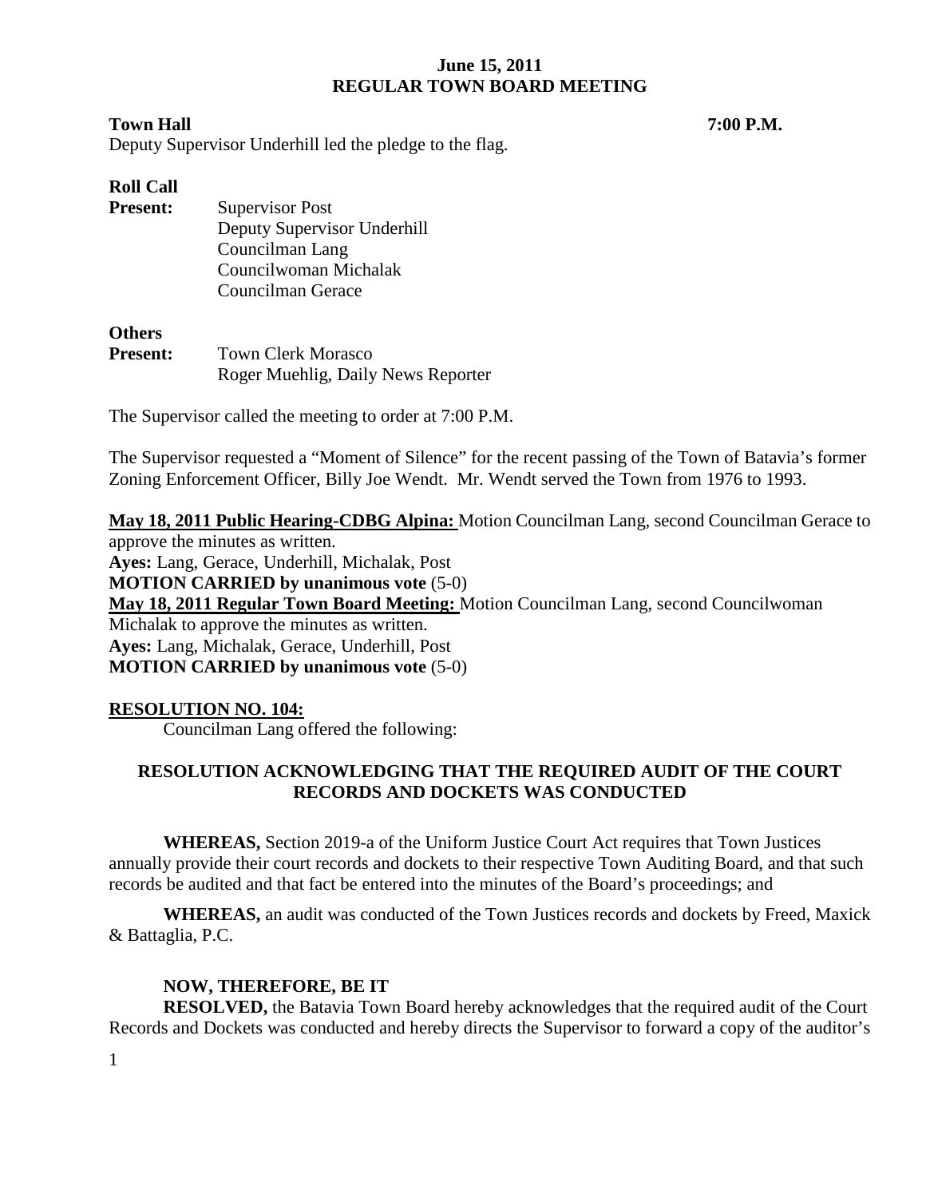**June 15, 2011**
**REGULAR TOWN BOARD MEETING**

**Town Hall** **7:00 P.M.**

Deputy Supervisor Underhill led the pledge to the flag.

**Roll Call**

**Present:** Supervisor Post
Deputy Supervisor Underhill
Councilman Lang
Councilwoman Michalak
Councilman Gerace

**Others**

**Present:** Town Clerk Morasco
Roger Muehlig, Daily News Reporter

The Supervisor called the meeting to order at 7:00 P.M.

The Supervisor requested a "Moment of Silence" for the recent passing of the Town of Batavia's former Zoning Enforcement Officer, Billy Joe Wendt. Mr. Wendt served the Town from 1976 to 1993.

**May 18, 2011 Public Hearing-CDBG Alpina:** Motion Councilman Lang, second Councilman Gerace to approve the minutes as written.
**Ayes:** Lang, Gerace, Underhill, Michalak, Post
**MOTION CARRIED by unanimous vote** (5-0)
**May 18, 2011 Regular Town Board Meeting:** Motion Councilman Lang, second Councilwoman Michalak to approve the minutes as written.
**Ayes:** Lang, Michalak, Gerace, Underhill, Post
**MOTION CARRIED by unanimous vote** (5-0)

**RESOLUTION NO. 104:**

Councilman Lang offered the following:

**RESOLUTION ACKNOWLEDGING THAT THE REQUIRED AUDIT OF THE COURT RECORDS AND DOCKETS WAS CONDUCTED**

**WHEREAS,** Section 2019-a of the Uniform Justice Court Act requires that Town Justices annually provide their court records and dockets to their respective Town Auditing Board, and that such records be audited and that fact be entered into the minutes of the Board's proceedings; and

**WHEREAS,** an audit was conducted of the Town Justices records and dockets by Freed, Maxick & Battaglia, P.C.

**NOW, THEREFORE, BE IT**
**RESOLVED,** the Batavia Town Board hereby acknowledges that the required audit of the Court Records and Dockets was conducted and hereby directs the Supervisor to forward a copy of the auditor's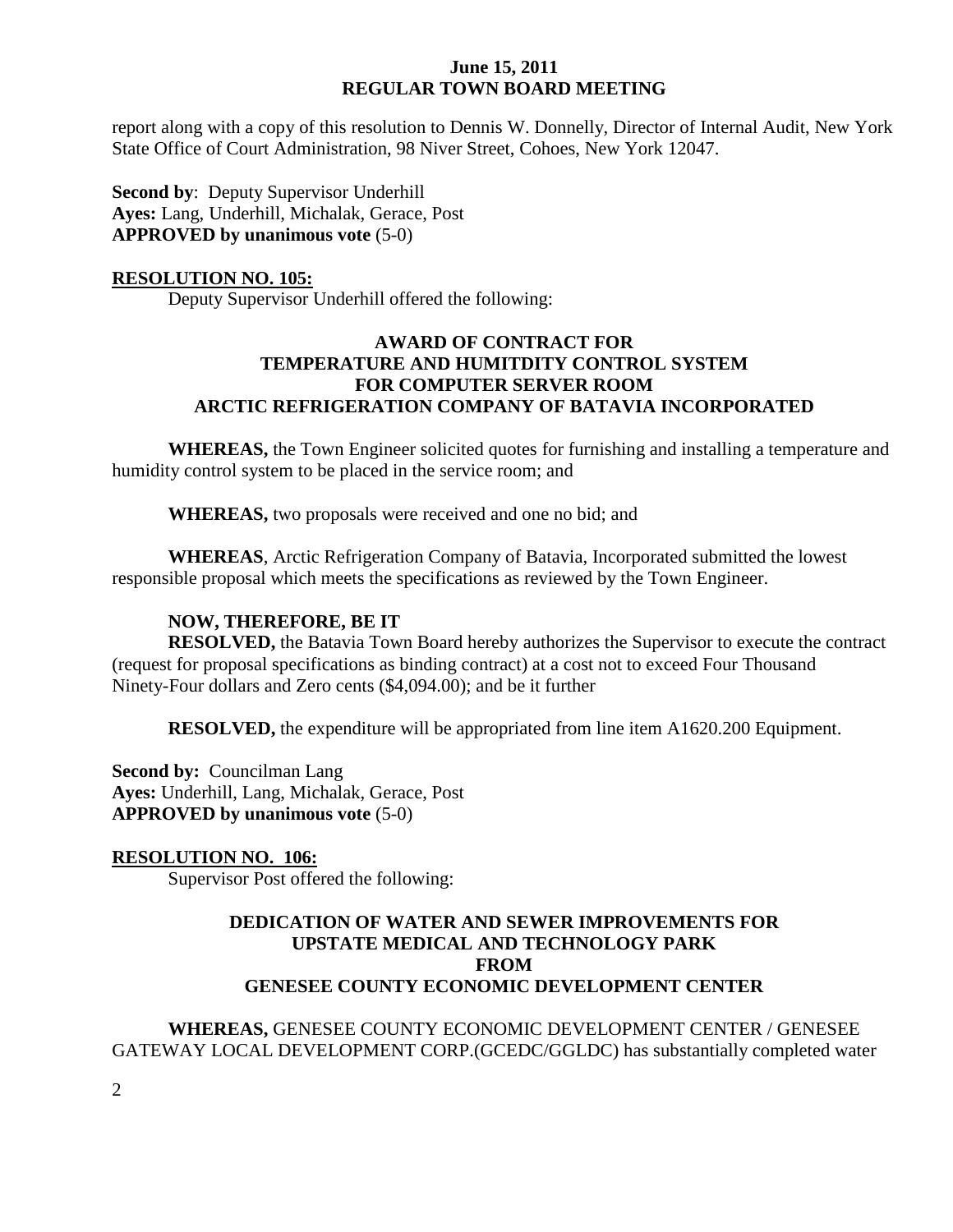report along with a copy of this resolution to Dennis W. Donnelly, Director of Internal Audit, New York State Office of Court Administration, 98 Niver Street, Cohoes, New York 12047.

**Second by**: Deputy Supervisor Underhill
**Ayes:** Lang, Underhill, Michalak, Gerace, Post
**APPROVED by unanimous vote** (5-0)

**RESOLUTION NO. 105:**

Deputy Supervisor Underhill offered the following:

**AWARD OF CONTRACT FOR
TEMPERATURE AND HUMITDITY CONTROL SYSTEM
FOR COMPUTER SERVER ROOM
ARCTIC REFRIGERATION COMPANY OF BATAVIA INCORPORATED**

**WHEREAS,** the Town Engineer solicited quotes for furnishing and installing a temperature and humidity control system to be placed in the service room; and

**WHEREAS,** two proposals were received and one no bid; and

**WHEREAS**, Arctic Refrigeration Company of Batavia, Incorporated submitted the lowest responsible proposal which meets the specifications as reviewed by the Town Engineer.

**NOW, THEREFORE, BE IT**

**RESOLVED,** the Batavia Town Board hereby authorizes the Supervisor to execute the contract (request for proposal specifications as binding contract) at a cost not to exceed Four Thousand Ninety-Four dollars and Zero cents ($4,094.00); and be it further

**RESOLVED,** the expenditure will be appropriated from line item A1620.200 Equipment.

**Second by:** Councilman Lang
**Ayes:** Underhill, Lang, Michalak, Gerace, Post
**APPROVED by unanimous vote** (5-0)

**RESOLUTION NO. 106:**

Supervisor Post offered the following:

**DEDICATION OF WATER AND SEWER IMPROVEMENTS FOR
UPSTATE MEDICAL AND TECHNOLOGY PARK
FROM
GENESEE COUNTY ECONOMIC DEVELOPMENT CENTER**

**WHEREAS,** GENESEE COUNTY ECONOMIC DEVELOPMENT CENTER / GENESEE GATEWAY LOCAL DEVELOPMENT CORP.(GCEDC/GGLDC) has substantially completed water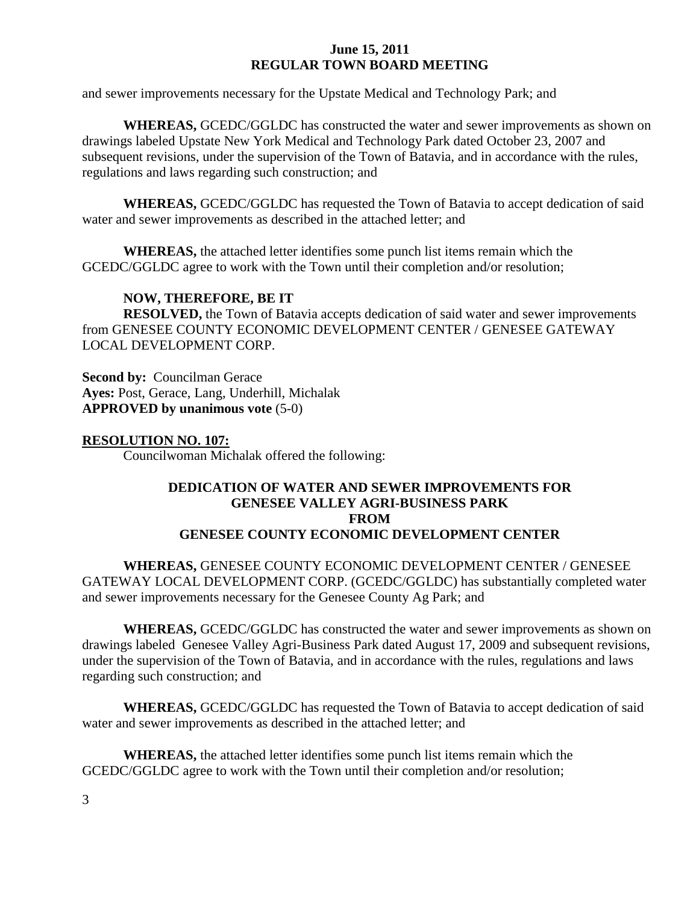and sewer improvements necessary for the Upstate Medical and Technology Park; and

**WHEREAS,** GCEDC/GGLDC has constructed the water and sewer improvements as shown on drawings labeled Upstate New York Medical and Technology Park dated October 23, 2007 and subsequent revisions, under the supervision of the Town of Batavia, and in accordance with the rules, regulations and laws regarding such construction; and

**WHEREAS,** GCEDC/GGLDC has requested the Town of Batavia to accept dedication of said water and sewer improvements as described in the attached letter; and

**WHEREAS,** the attached letter identifies some punch list items remain which the GCEDC/GGLDC agree to work with the Town until their completion and/or resolution;

**NOW, THEREFORE, BE IT**
**RESOLVED,** the Town of Batavia accepts dedication of said water and sewer improvements from GENESEE COUNTY ECONOMIC DEVELOPMENT CENTER / GENESEE GATEWAY LOCAL DEVELOPMENT CORP.

**Second by:** Councilman Gerace
**Ayes:** Post, Gerace, Lang, Underhill, Michalak
**APPROVED by unanimous vote** (5-0)

**RESOLUTION NO. 107:**

Councilwoman Michalak offered the following:

**DEDICATION OF WATER AND SEWER IMPROVEMENTS FOR GENESEE VALLEY AGRI-BUSINESS PARK FROM GENESEE COUNTY ECONOMIC DEVELOPMENT CENTER**

**WHEREAS,** GENESEE COUNTY ECONOMIC DEVELOPMENT CENTER / GENESEE GATEWAY LOCAL DEVELOPMENT CORP. (GCEDC/GGLDC) has substantially completed water and sewer improvements necessary for the Genesee County Ag Park; and

**WHEREAS,** GCEDC/GGLDC has constructed the water and sewer improvements as shown on drawings labeled Genesee Valley Agri-Business Park dated August 17, 2009 and subsequent revisions, under the supervision of the Town of Batavia, and in accordance with the rules, regulations and laws regarding such construction; and

**WHEREAS,** GCEDC/GGLDC has requested the Town of Batavia to accept dedication of said water and sewer improvements as described in the attached letter; and

**WHEREAS,** the attached letter identifies some punch list items remain which the GCEDC/GGLDC agree to work with the Town until their completion and/or resolution;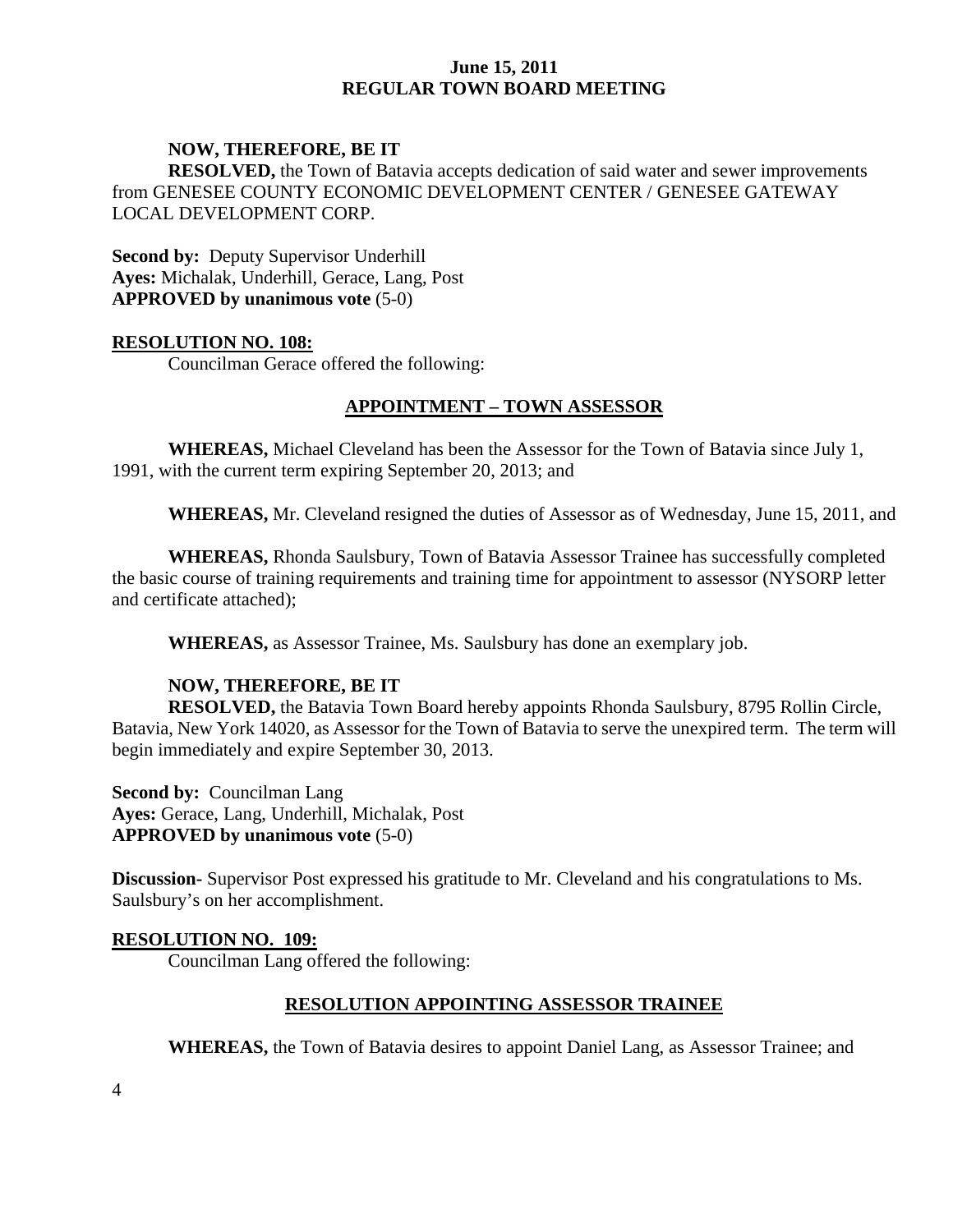**NOW, THEREFORE, BE IT**

**RESOLVED,** the Town of Batavia accepts dedication of said water and sewer improvements from GENESEE COUNTY ECONOMIC DEVELOPMENT CENTER / GENESEE GATEWAY LOCAL DEVELOPMENT CORP.

**Second by:** Deputy Supervisor Underhill
**Ayes:** Michalak, Underhill, Gerace, Lang, Post
**APPROVED by unanimous vote** (5-0)

**RESOLUTION NO. 108:**

Councilman Gerace offered the following:

**APPOINTMENT – TOWN ASSESSOR**

**WHEREAS,** Michael Cleveland has been the Assessor for the Town of Batavia since July 1, 1991, with the current term expiring September 20, 2013; and

**WHEREAS,** Mr. Cleveland resigned the duties of Assessor as of Wednesday, June 15, 2011, and

**WHEREAS,** Rhonda Saulsbury, Town of Batavia Assessor Trainee has successfully completed the basic course of training requirements and training time for appointment to assessor (NYSORP letter and certificate attached);

**WHEREAS,** as Assessor Trainee, Ms. Saulsbury has done an exemplary job.

**NOW, THEREFORE, BE IT**

**RESOLVED,** the Batavia Town Board hereby appoints Rhonda Saulsbury, 8795 Rollin Circle, Batavia, New York 14020, as Assessor for the Town of Batavia to serve the unexpired term. The term will begin immediately and expire September 30, 2013.

**Second by:** Councilman Lang
**Ayes:** Gerace, Lang, Underhill, Michalak, Post
**APPROVED by unanimous vote** (5-0)

**Discussion-** Supervisor Post expressed his gratitude to Mr. Cleveland and his congratulations to Ms. Saulsbury's on her accomplishment.

**RESOLUTION NO. 109:**

Councilman Lang offered the following:

**RESOLUTION APPOINTING ASSESSOR TRAINEE**

**WHEREAS,** the Town of Batavia desires to appoint Daniel Lang, as Assessor Trainee; and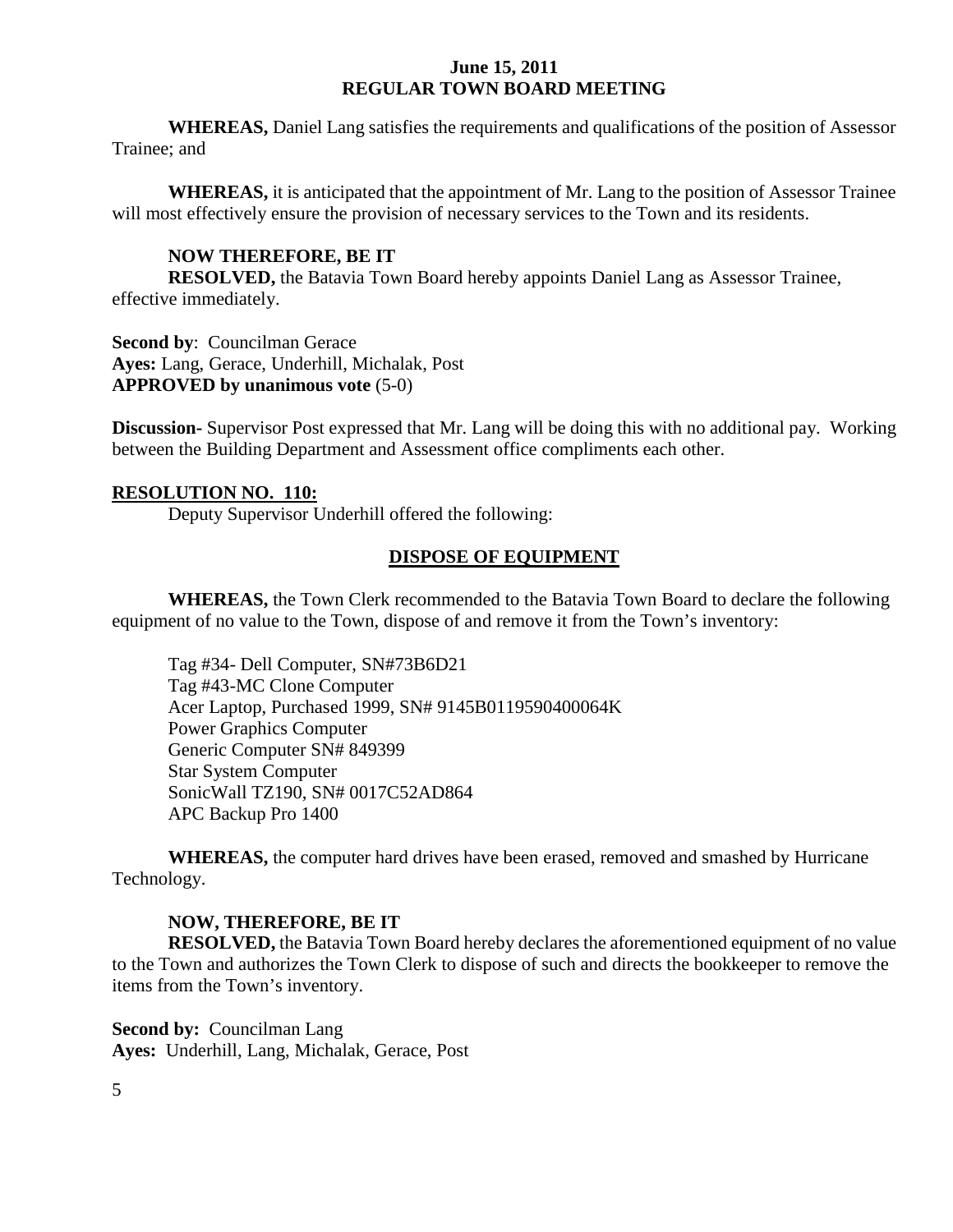**WHEREAS,** Daniel Lang satisfies the requirements and qualifications of the position of Assessor Trainee; and

**WHEREAS,** it is anticipated that the appointment of Mr. Lang to the position of Assessor Trainee will most effectively ensure the provision of necessary services to the Town and its residents.

**NOW THEREFORE, BE IT**
**RESOLVED,** the Batavia Town Board hereby appoints Daniel Lang as Assessor Trainee, effective immediately.

**Second by**: Councilman Gerace
**Ayes:** Lang, Gerace, Underhill, Michalak, Post
**APPROVED by unanimous vote** (5-0)

**Discussion-** Supervisor Post expressed that Mr. Lang will be doing this with no additional pay. Working between the Building Department and Assessment office compliments each other.

**RESOLUTION NO. 110:**

Deputy Supervisor Underhill offered the following:

**DISPOSE OF EQUIPMENT**

**WHEREAS,** the Town Clerk recommended to the Batavia Town Board to declare the following equipment of no value to the Town, dispose of and remove it from the Town's inventory:

Tag #34- Dell Computer, SN#73B6D21
Tag #43-MC Clone Computer
Acer Laptop, Purchased 1999, SN# 9145B0119590400064K
Power Graphics Computer
Generic Computer SN# 849399
Star System Computer
SonicWall TZ190, SN# 0017C52AD864
APC Backup Pro 1400

**WHEREAS,** the computer hard drives have been erased, removed and smashed by Hurricane Technology.

**NOW, THEREFORE, BE IT**
**RESOLVED,** the Batavia Town Board hereby declares the aforementioned equipment of no value to the Town and authorizes the Town Clerk to dispose of such and directs the bookkeeper to remove the items from the Town's inventory.

**Second by:** Councilman Lang
**Ayes:** Underhill, Lang, Michalak, Gerace, Post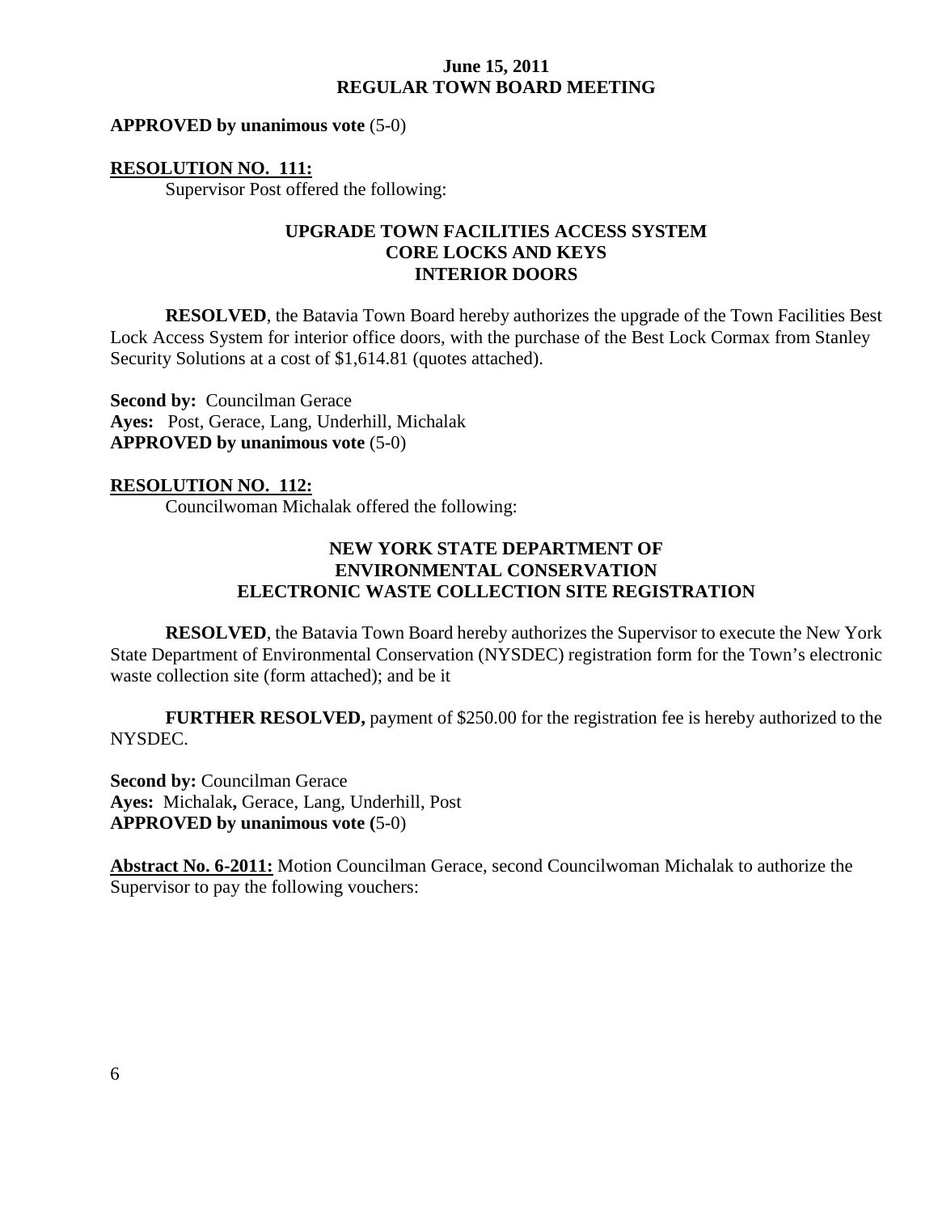**APPROVED by unanimous vote** (5-0)

**RESOLUTION NO. 111:**

Supervisor Post offered the following:

### UPGRADE TOWN FACILITIES ACCESS SYSTEM
### CORE LOCKS AND KEYS
### INTERIOR DOORS

**RESOLVED**, the Batavia Town Board hereby authorizes the upgrade of the Town Facilities Best Lock Access System for interior office doors, with the purchase of the Best Lock Cormax from Stanley Security Solutions at a cost of $1,614.81 (quotes attached).

**Second by:** Councilman Gerace
**Ayes:** Post, Gerace, Lang, Underhill, Michalak
**APPROVED by unanimous vote** (5-0)

**RESOLUTION NO. 112:**

Councilwoman Michalak offered the following:

### NEW YORK STATE DEPARTMENT OF
### ENVIRONMENTAL CONSERVATION
### ELECTRONIC WASTE COLLECTION SITE REGISTRATION

**RESOLVED**, the Batavia Town Board hereby authorizes the Supervisor to execute the New York State Department of Environmental Conservation (NYSDEC) registration form for the Town's electronic waste collection site (form attached); and be it

**FURTHER RESOLVED,** payment of $250.00 for the registration fee is hereby authorized to the NYSDEC.

**Second by:** Councilman Gerace
**Ayes:** Michalak**,** Gerace, Lang, Underhill, Post
**APPROVED by unanimous vote (**5-0)

**Abstract No. 6-2011:** Motion Councilman Gerace, second Councilwoman Michalak to authorize the Supervisor to pay the following vouchers: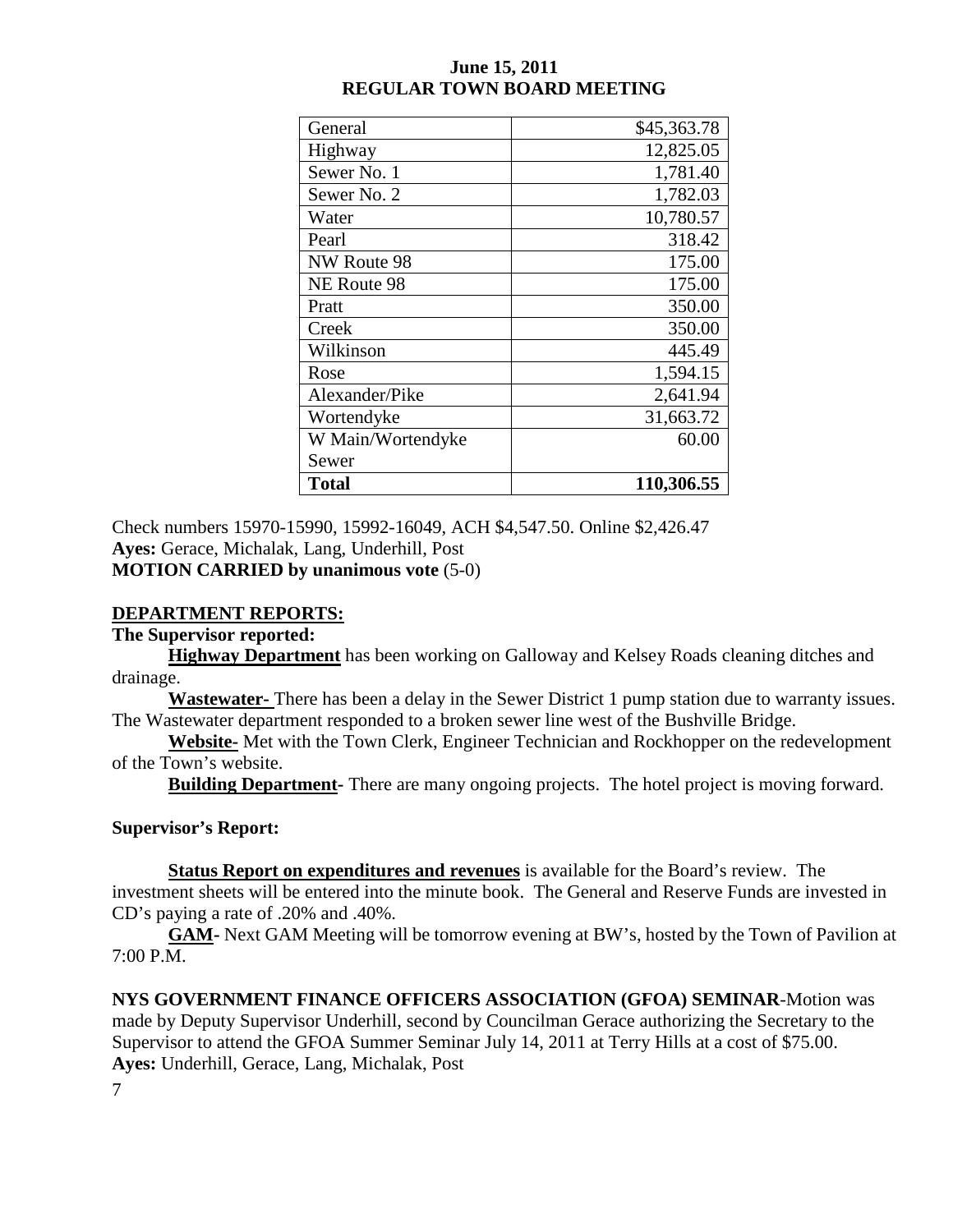**June 15, 2011**
**REGULAR TOWN BOARD MEETING**

| | |
|---|---|
| General | \$45,363.78 |
| Highway | 12,825.05 |
| Sewer No. 1 | 1,781.40 |
| Sewer No. 2 | 1,782.03 |
| Water | 10,780.57 |
| Pearl | 318.42 |
| NW Route 98 | 175.00 |
| NE Route 98 | 175.00 |
| Pratt | 350.00 |
| Creek | 350.00 |
| Wilkinson | 445.49 |
| Rose | 1,594.15 |
| Alexander/Pike | 2,641.94 |
| Wortendyke | 31,663.72 |
| W Main/Wortendyke Sewer | 60.00 |
| **Total** | **110,306.55** |

Check numbers 15970-15990, 15992-16049, ACH \$4,547.50. Online \$2,426.47
**Ayes:** Gerace, Michalak, Lang, Underhill, Post
**MOTION CARRIED by unanimous vote** (5-0)

**DEPARTMENT REPORTS:**

**The Supervisor reported:**

**Highway Department** has been working on Galloway and Kelsey Roads cleaning ditches and drainage.

**Wastewater-** There has been a delay in the Sewer District 1 pump station due to warranty issues. The Wastewater department responded to a broken sewer line west of the Bushville Bridge.

**Website-** Met with the Town Clerk, Engineer Technician and Rockhopper on the redevelopment of the Town's website.

**Building Department-** There are many ongoing projects. The hotel project is moving forward.

**Supervisor's Report:**

**Status Report on expenditures and revenues** is available for the Board's review. The investment sheets will be entered into the minute book. The General and Reserve Funds are invested in CD's paying a rate of .20% and .40%.

**GAM-** Next GAM Meeting will be tomorrow evening at BW's, hosted by the Town of Pavilion at 7:00 P.M.

**NYS GOVERNMENT FINANCE OFFICERS ASSOCIATION (GFOA) SEMINAR**-Motion was made by Deputy Supervisor Underhill, second by Councilman Gerace authorizing the Secretary to the Supervisor to attend the GFOA Summer Seminar July 14, 2011 at Terry Hills at a cost of \$75.00.
**Ayes:** Underhill, Gerace, Lang, Michalak, Post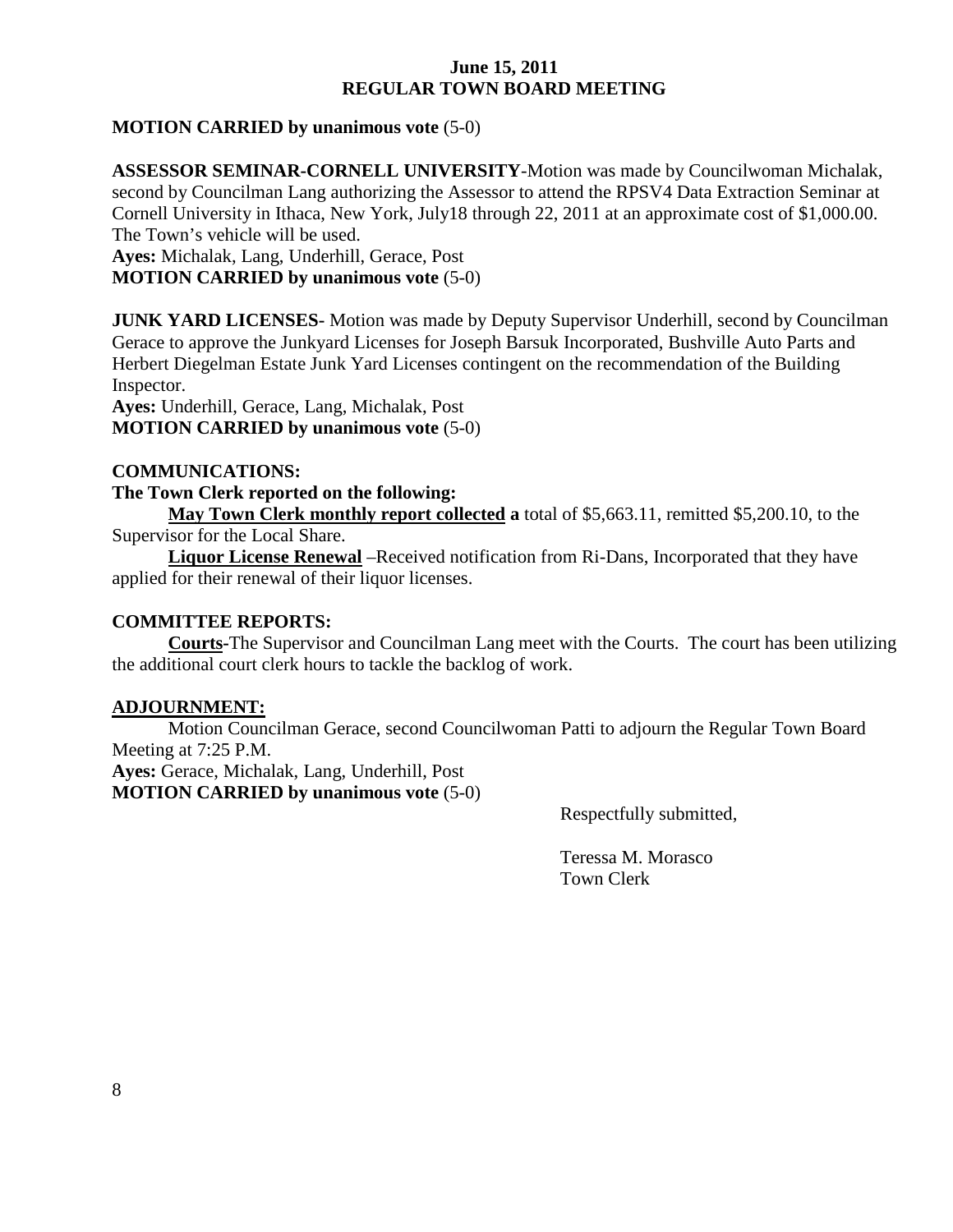**MOTION CARRIED by unanimous vote** (5-0)

**ASSESSOR SEMINAR-CORNELL UNIVERSITY**-Motion was made by Councilwoman Michalak, second by Councilman Lang authorizing the Assessor to attend the RPSV4 Data Extraction Seminar at Cornell University in Ithaca, New York, July18 through 22, 2011 at an approximate cost of $1,000.00. The Town's vehicle will be used.
**Ayes:** Michalak, Lang, Underhill, Gerace, Post
**MOTION CARRIED by unanimous vote** (5-0)

**JUNK YARD LICENSES**- Motion was made by Deputy Supervisor Underhill, second by Councilman Gerace to approve the Junkyard Licenses for Joseph Barsuk Incorporated, Bushville Auto Parts and Herbert Diegelman Estate Junk Yard Licenses contingent on the recommendation of the Building Inspector.
**Ayes:** Underhill, Gerace, Lang, Michalak, Post
**MOTION CARRIED by unanimous vote** (5-0)

**COMMUNICATIONS:**

**The Town Clerk reported on the following:**

**May Town Clerk monthly report collected a** total of $5,663.11, remitted $5,200.10, to the Supervisor for the Local Share.

**Liquor License Renewal** –Received notification from Ri-Dans, Incorporated that they have applied for their renewal of their liquor licenses.

**COMMITTEE REPORTS:**

**Courts-**The Supervisor and Councilman Lang meet with the Courts. The court has been utilizing the additional court clerk hours to tackle the backlog of work.

**ADJOURNMENT:**

Motion Councilman Gerace, second Councilwoman Patti to adjourn the Regular Town Board Meeting at 7:25 P.M.
**Ayes:** Gerace, Michalak, Lang, Underhill, Post
**MOTION CARRIED by unanimous vote** (5-0)

Respectfully submitted,

Teressa M. Morasco
Town Clerk